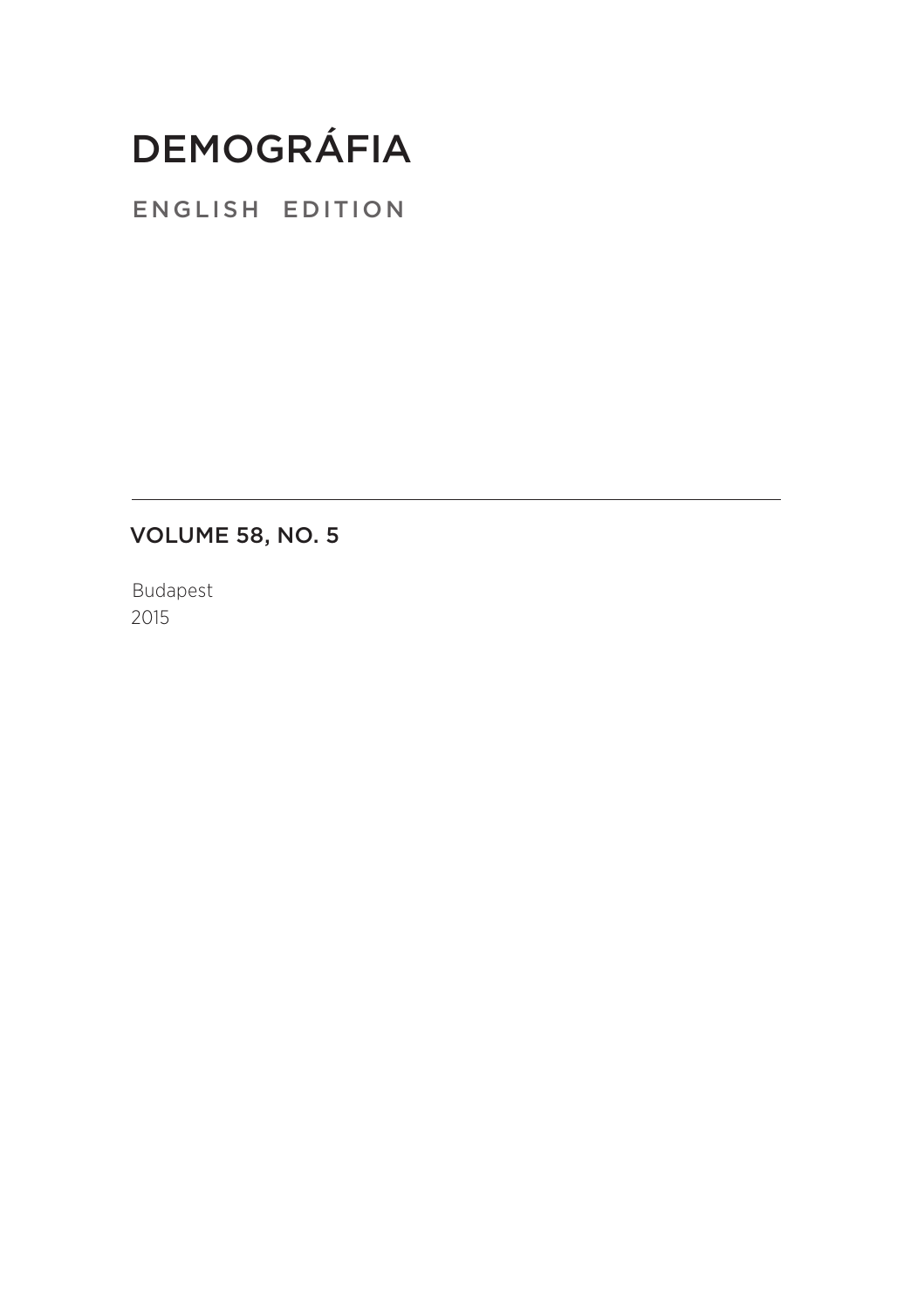# DEMOGRÁFIA

## ENGLISH EDITION

---

## VOLUME 58, NO. 5

Budapest
2015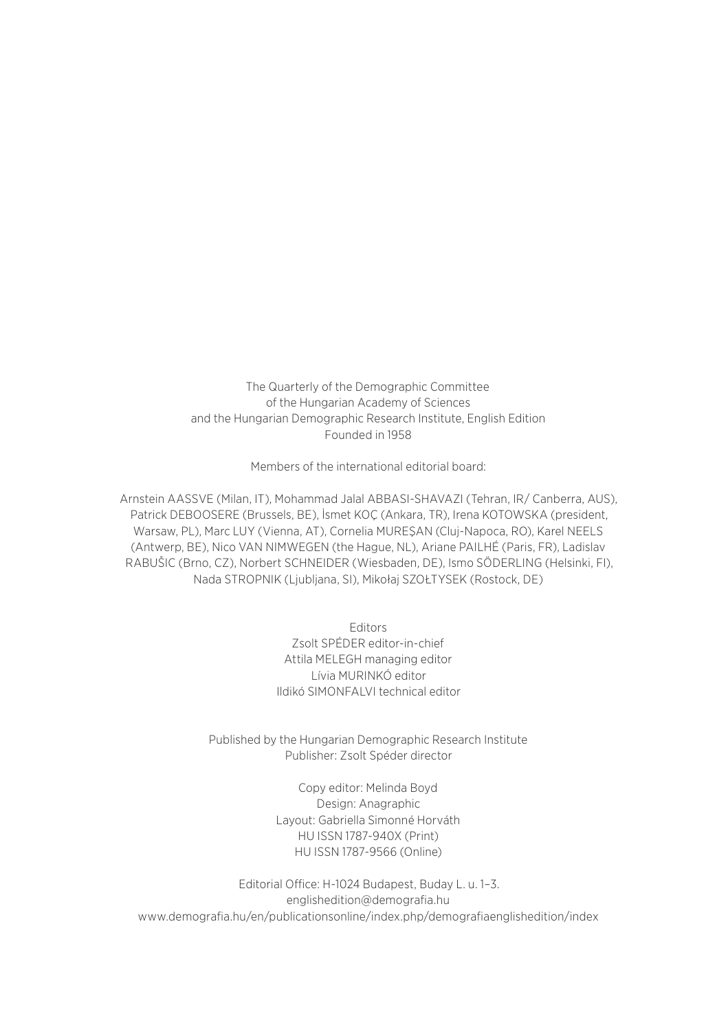The Quarterly of the Demographic Committee
of the Hungarian Academy of Sciences
and the Hungarian Demographic Research Institute, English Edition
Founded in 1958

Members of the international editorial board:

Arnstein AASSVE (Milan, IT), Mohammad Jalal ABBASI-SHAVAZI (Tehran, IR/ Canberra, AUS), Patrick DEBOOSERE (Brussels, BE), İsmet KOÇ (Ankara, TR), Irena KOTOWSKA (president, Warsaw, PL), Marc LUY (Vienna, AT), Cornelia MUREŞAN (Cluj-Napoca, RO), Karel NEELS (Antwerp, BE), Nico VAN NIMWEGEN (the Hague, NL), Ariane PAILHÉ (Paris, FR), Ladislav RABUŠIC (Brno, CZ), Norbert SCHNEIDER (Wiesbaden, DE), Ismo SÖDERLING (Helsinki, FI), Nada STROPNIK (Ljubljana, SI), Mikołaj SZOŁTYSEK (Rostock, DE)

Editors
Zsolt SPÉDER editor-in-chief
Attila MELEGH managing editor
Lívia MURINKÓ editor
Ildikó SIMONFALVI technical editor

Published by the Hungarian Demographic Research Institute
Publisher: Zsolt Spéder director

Copy editor: Melinda Boyd
Design: Anagraphic
Layout: Gabriella Simonné Horváth
HU ISSN 1787-940X (Print)
HU ISSN 1787-9566 (Online)

Editorial Office: H-1024 Budapest, Buday L. u. 1–3.
englishedition@demografia.hu
www.demografia.hu/en/publicationsonline/index.php/demografiaenglishedition/index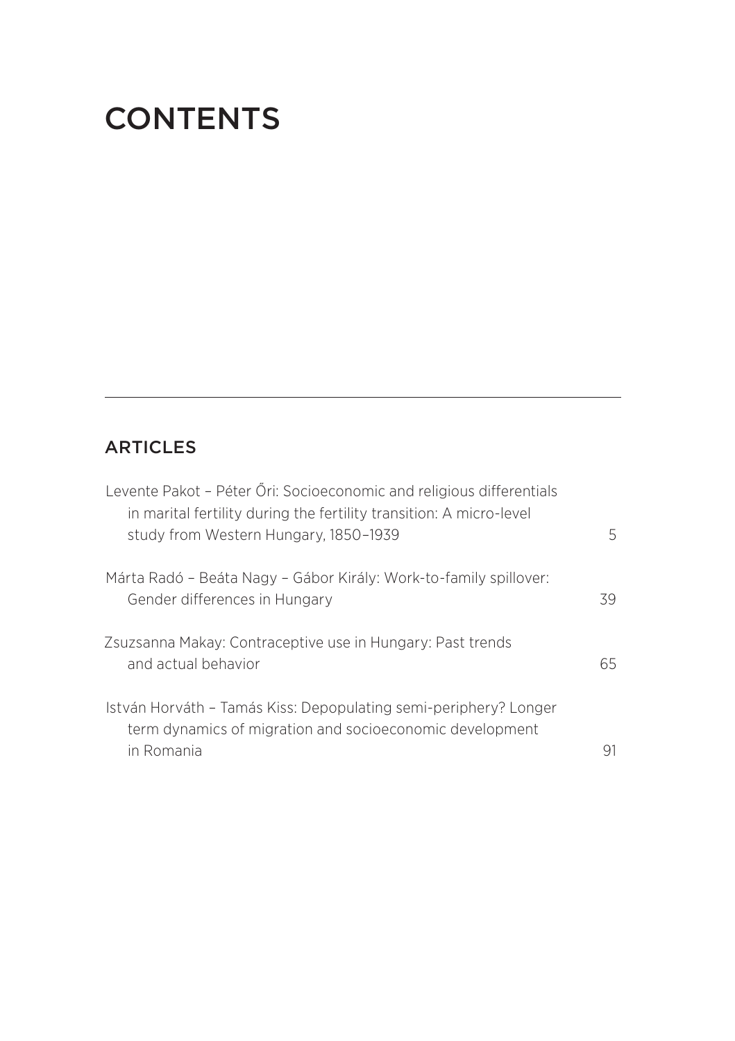# CONTENTS

## ARTICLES

Levente Pakot – Péter Őri: Socioeconomic and religious differentials in marital fertility during the fertility transition: A micro-level study from Western Hungary, 1850–1939 ... 5

Márta Radó – Beáta Nagy – Gábor Király: Work-to-family spillover: Gender differences in Hungary ... 39

Zsuzsanna Makay: Contraceptive use in Hungary: Past trends and actual behavior ... 65

István Horváth – Tamás Kiss: Depopulating semi-periphery? Longer term dynamics of migration and socioeconomic development in Romania ... 91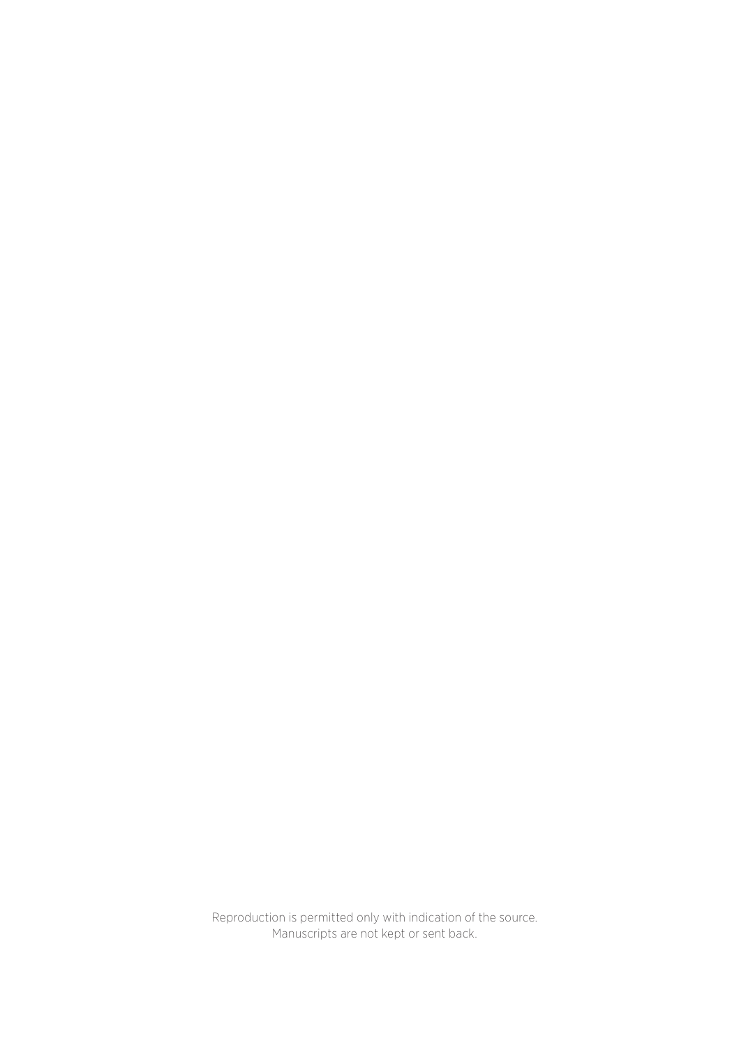Reproduction is permitted only with indication of the source.
Manuscripts are not kept or sent back.